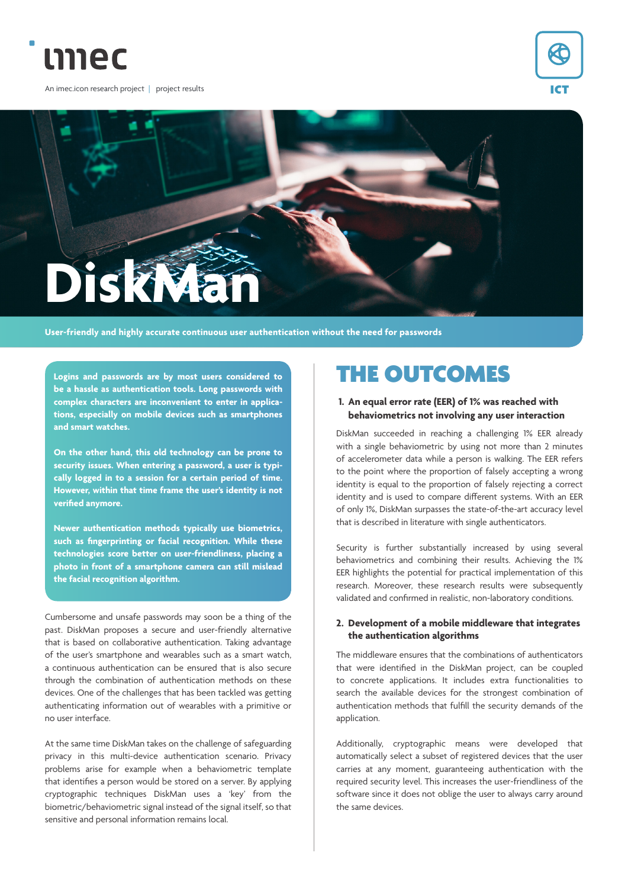imec

An imec.icon research project | project results

ICT

# DiskMan

**User-friendly and highly accurate continuous user authentication without the need for passwords**

**Logins and passwords are by most users considered to be a hassle as authentication tools. Long passwords with complex characters are inconvenient to enter in applications, especially on mobile devices such as smartphones and smart watches.**

**On the other hand, this old technology can be prone to security issues. When entering a password, a user is typically logged in to a session for a certain period of time. However, within that time frame the user's identity is not verified anymore.**

**Newer authentication methods typically use biometrics, such as fingerprinting or facial recognition. While these technologies score better on user-friendliness, placing a photo in front of a smartphone camera can still mislead the facial recognition algorithm.**

Cumbersome and unsafe passwords may soon be a thing of the past. DiskMan proposes a secure and user-friendly alternative that is based on collaborative authentication. Taking advantage of the user's smartphone and wearables such as a smart watch, a continuous authentication can be ensured that is also secure through the combination of authentication methods on these devices. One of the challenges that has been tackled was getting authenticating information out of wearables with a primitive or no user interface.

At the same time DiskMan takes on the challenge of safeguarding privacy in this multi-device authentication scenario. Privacy problems arise for example when a behaviometric template that identifies a person would be stored on a server. By applying cryptographic techniques DiskMan uses a 'key' from the biometric/behaviometric signal instead of the signal itself, so that sensitive and personal information remains local.

## THE OUTCOMES

### 1. An equal error rate (EER) of 1% was reached with behaviometrics not involving any user interaction

DiskMan succeeded in reaching a challenging 1% EER already with a single behaviometric by using not more than 2 minutes of accelerometer data while a person is walking. The EER refers to the point where the proportion of falsely accepting a wrong identity is equal to the proportion of falsely rejecting a correct identity and is used to compare different systems. With an EER of only 1%, DiskMan surpasses the state-of-the-art accuracy level that is described in literature with single authenticators.

Security is further substantially increased by using several behaviometrics and combining their results. Achieving the 1% EER highlights the potential for practical implementation of this research. Moreover, these research results were subsequently validated and confirmed in realistic, non-laboratory conditions.

### 2. Development of a mobile middleware that integrates the authentication algorithms

The middleware ensures that the combinations of authenticators that were identified in the DiskMan project, can be coupled to concrete applications. It includes extra functionalities to search the available devices for the strongest combination of authentication methods that fulfill the security demands of the application.

Additionally, cryptographic means were developed that automatically select a subset of registered devices that the user carries at any moment, guaranteeing authentication with the required security level. This increases the user-friendliness of the software since it does not oblige the user to always carry around the same devices.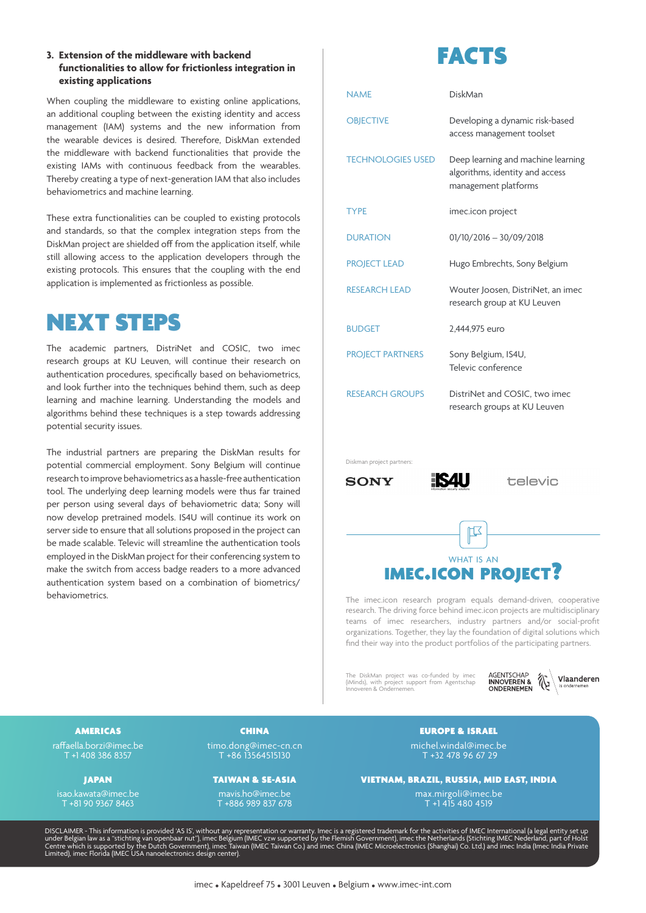### 3. Extension of the middleware with backend functionalities to allow for frictionless integration in existing applications

When coupling the middleware to existing online applications, an additional coupling between the existing identity and access management (IAM) systems and the new information from the wearable devices is desired. Therefore, DiskMan extended the middleware with backend functionalities that provide the existing IAMs with continuous feedback from the wearables. Thereby creating a type of next-generation IAM that also includes behaviometrics and machine learning.

These extra functionalities can be coupled to existing protocols and standards, so that the complex integration steps from the DiskMan project are shielded off from the application itself, while still allowing access to the application developers through the existing protocols. This ensures that the coupling with the end application is implemented as frictionless as possible.

# NEXT STEPS

The academic partners, DistriNet and COSIC, two imec research groups at KU Leuven, will continue their research on authentication procedures, specifically based on behaviometrics, and look further into the techniques behind them, such as deep learning and machine learning. Understanding the models and algorithms behind these techniques is a step towards addressing potential security issues.

The industrial partners are preparing the DiskMan results for potential commercial employment. Sony Belgium will continue research to improve behaviometrics as a hassle-free authentication tool. The underlying deep learning models were thus far trained per person using several days of behaviometric data; Sony will now develop pretrained models. IS4U will continue its work on server side to ensure that all solutions proposed in the project can be made scalable. Televic will streamline the authentication tools employed in the DiskMan project for their conferencing system to make the switch from access badge readers to a more advanced authentication system based on a combination of biometrics/ behaviometrics.

# FACTS

| | |
|---|---|
| NAME | DiskMan |
| OBJECTIVE | Developing a dynamic risk-based access management toolset |
| TECHNOLOGIES USED | Deep learning and machine learning algorithms, identity and access management platforms |
| TYPE | imec.icon project |
| DURATION | 01/10/2016 – 30/09/2018 |
| PROJECT LEAD | Hugo Embrechts, Sony Belgium |
| RESEARCH LEAD | Wouter Joosen, DistriNet, an imec research group at KU Leuven |
| BUDGET | 2,444,975 euro |
| PROJECT PARTNERS | Sony Belgium, IS4U, Televic conference |
| RESEARCH GROUPS | DistriNet and COSIC, two imec research groups at KU Leuven |

Diskman project partners:

SONY IS4U televic

WHAT IS AN

## IMEC.ICON PROJECT?

The imec.icon research program equals demand-driven, cooperative research. The driving force behind imec.icon projects are multidisciplinary teams of imec researchers, industry partners and/or social-profit organizations. Together, they lay the foundation of digital solutions which find their way into the product portfolios of the participating partners.

The DiskMan project was co-funded by imec (iMinds), with project support from Agentschap Innoveren & Ondernemen.

AGENTSCHAP INNOVEREN & ONDERNEMEN Vlaanderen is ondernemen

**AMERICAS**
raffaella.borzi@imec.be
T +1 408 386 8357

**CHINA**
timo.dong@imec-cn.cn
T +86 13564515130

**EUROPE & ISRAEL**
michel.windal@imec.be
T +32 478 96 67 29

**JAPAN**
isao.kawata@imec.be
T +81 90 9367 8463

**TAIWAN & SE-ASIA**
mavis.ho@imec.be
T +886 989 837 678

**VIETNAM, BRAZIL, RUSSIA, MID EAST, INDIA**
max.mirgoli@imec.be
T +1 415 480 4519

DISCLAIMER - This information is provided 'AS IS', without any representation or warranty. Imec is a registered trademark for the activities of IMEC International (a legal entity set up under Belgian law as a "stichting van openbaar nut"), imec Belgium (IMEC vzw supported by the Flemish Government), imec the Netherlands (Stichting IMEC Nederland, part of Holst Centre which is supported by the Dutch Government), imec Taiwan (IMEC Taiwan Co.) and imec China (IMEC Microelectronics (Shanghai) Co. Ltd.) and imec India (Imec India Private Limited), imec Florida (IMEC USA nanoelectronics design center).

imec • Kapeldreef 75 • 3001 Leuven • Belgium • www.imec-int.com